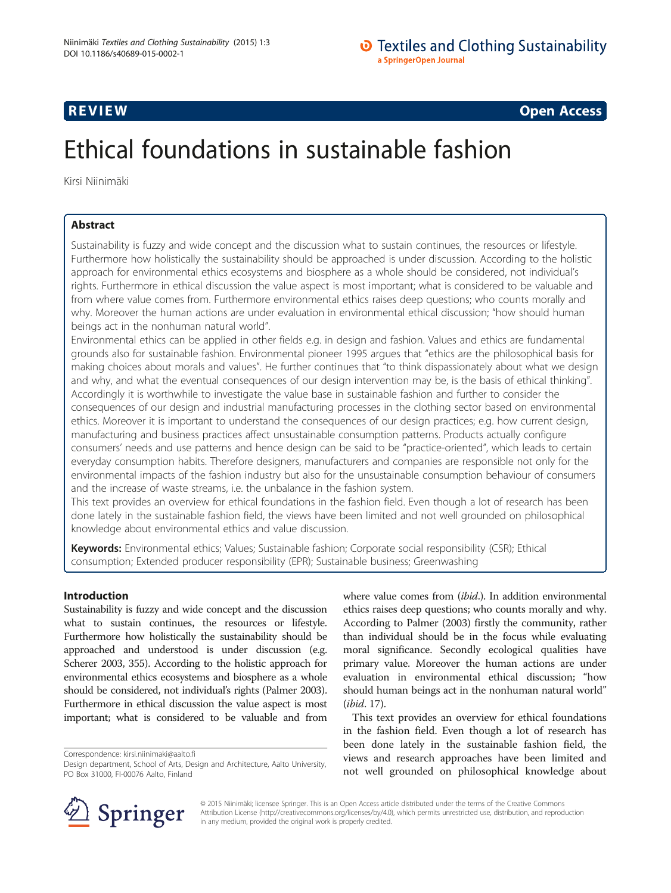REVIEW Open Access

# Ethical foundations in sustainable fashion

Kirsi Niinimäki

## Abstract

Sustainability is fuzzy and wide concept and the discussion what to sustain continues, the resources or lifestyle. Furthermore how holistically the sustainability should be approached is under discussion. According to the holistic approach for environmental ethics ecosystems and biosphere as a whole should be considered, not individual's rights. Furthermore in ethical discussion the value aspect is most important; what is considered to be valuable and from where value comes from. Furthermore environmental ethics raises deep questions; who counts morally and why. Moreover the human actions are under evaluation in environmental ethical discussion; "how should human beings act in the nonhuman natural world".

Environmental ethics can be applied in other fields e.g. in design and fashion. Values and ethics are fundamental grounds also for sustainable fashion. Environmental pioneer 1995 argues that "ethics are the philosophical basis for making choices about morals and values". He further continues that "to think dispassionately about what we design and why, and what the eventual consequences of our design intervention may be, is the basis of ethical thinking". Accordingly it is worthwhile to investigate the value base in sustainable fashion and further to consider the consequences of our design and industrial manufacturing processes in the clothing sector based on environmental ethics. Moreover it is important to understand the consequences of our design practices; e.g. how current design, manufacturing and business practices affect unsustainable consumption patterns. Products actually configure consumers' needs and use patterns and hence design can be said to be "practice-oriented", which leads to certain everyday consumption habits. Therefore designers, manufacturers and companies are responsible not only for the environmental impacts of the fashion industry but also for the unsustainable consumption behaviour of consumers and the increase of waste streams, i.e. the unbalance in the fashion system.

This text provides an overview for ethical foundations in the fashion field. Even though a lot of research has been done lately in the sustainable fashion field, the views have been limited and not well grounded on philosophical knowledge about environmental ethics and value discussion.

**Keywords:** Environmental ethics; Values; Sustainable fashion; Corporate social responsibility (CSR); Ethical consumption; Extended producer responsibility (EPR); Sustainable business; Greenwashing

## Introduction

Sustainability is fuzzy and wide concept and the discussion what to sustain continues, the resources or lifestyle. Furthermore how holistically the sustainability should be approached and understood is under discussion (e.g. Scherer 2003, 355). According to the holistic approach for environmental ethics ecosystems and biosphere as a whole should be considered, not individual's rights (Palmer 2003). Furthermore in ethical discussion the value aspect is most important; what is considered to be valuable and from where value comes from (*ibid*.). In addition environmental ethics raises deep questions; who counts morally and why. According to Palmer (2003) firstly the community, rather than individual should be in the focus while evaluating moral significance. Secondly ecological qualities have primary value. Moreover the human actions are under evaluation in environmental ethical discussion; "how should human beings act in the nonhuman natural world" (*ibid*. 17).

This text provides an overview for ethical foundations in the fashion field. Even though a lot of research has been done lately in the sustainable fashion field, the views and research approaches have been limited and not well grounded on philosophical knowledge about

Correspondence: kirsi.niinimaki@aalto.fi
Design department, School of Arts, Design and Architecture, Aalto University, PO Box 31000, FI-00076 Aalto, Finland

© 2015 Niinimäki; licensee Springer. This is an Open Access article distributed under the terms of the Creative Commons Attribution License (http://creativecommons.org/licenses/by/4.0), which permits unrestricted use, distribution, and reproduction in any medium, provided the original work is properly credited.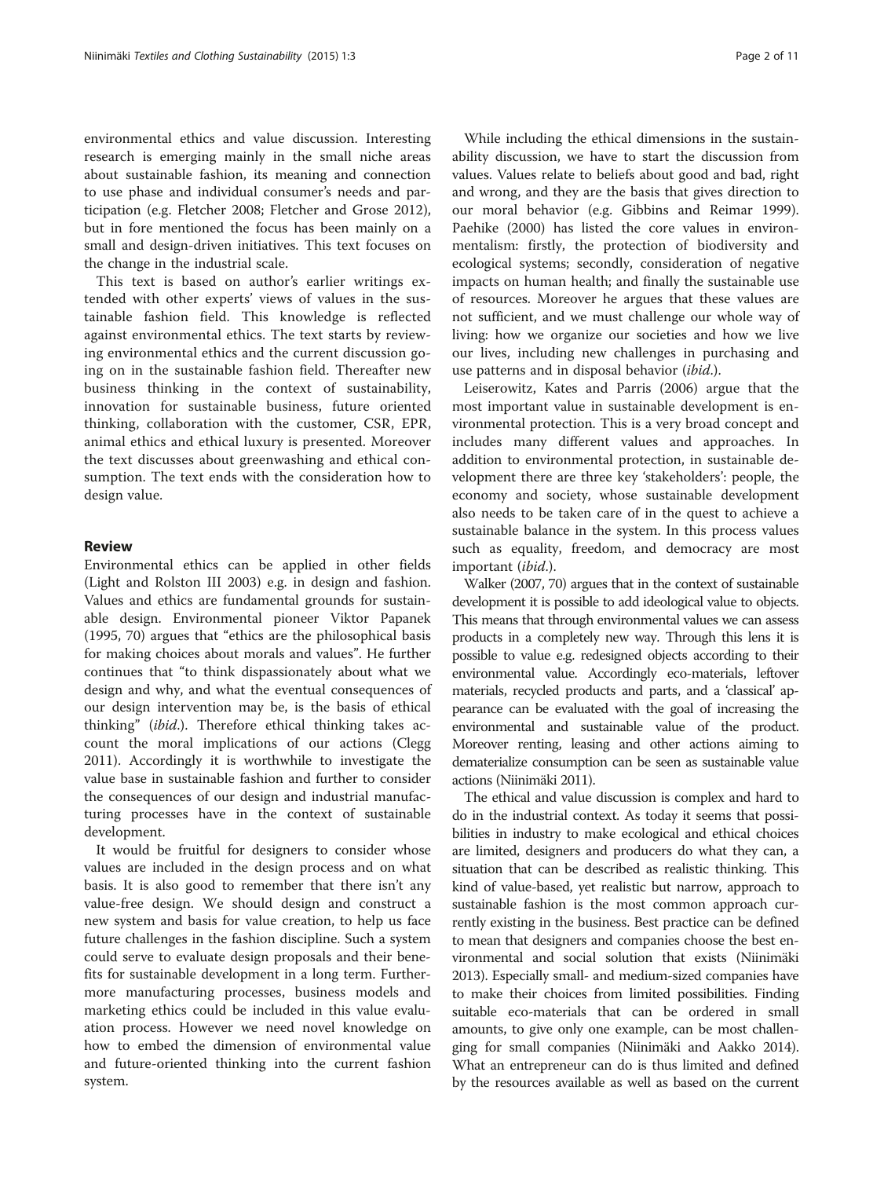environmental ethics and value discussion. Interesting research is emerging mainly in the small niche areas about sustainable fashion, its meaning and connection to use phase and individual consumer's needs and participation (e.g. Fletcher 2008; Fletcher and Grose 2012), but in fore mentioned the focus has been mainly on a small and design-driven initiatives. This text focuses on the change in the industrial scale.

This text is based on author's earlier writings extended with other experts' views of values in the sustainable fashion field. This knowledge is reflected against environmental ethics. The text starts by reviewing environmental ethics and the current discussion going on in the sustainable fashion field. Thereafter new business thinking in the context of sustainability, innovation for sustainable business, future oriented thinking, collaboration with the customer, CSR, EPR, animal ethics and ethical luxury is presented. Moreover the text discusses about greenwashing and ethical consumption. The text ends with the consideration how to design value.

## Review

Environmental ethics can be applied in other fields (Light and Rolston III 2003) e.g. in design and fashion. Values and ethics are fundamental grounds for sustainable design. Environmental pioneer Viktor Papanek (1995, 70) argues that "ethics are the philosophical basis for making choices about morals and values". He further continues that "to think dispassionately about what we design and why, and what the eventual consequences of our design intervention may be, is the basis of ethical thinking" (*ibid*.). Therefore ethical thinking takes account the moral implications of our actions (Clegg 2011). Accordingly it is worthwhile to investigate the value base in sustainable fashion and further to consider the consequences of our design and industrial manufacturing processes have in the context of sustainable development.

It would be fruitful for designers to consider whose values are included in the design process and on what basis. It is also good to remember that there isn't any value-free design. We should design and construct a new system and basis for value creation, to help us face future challenges in the fashion discipline. Such a system could serve to evaluate design proposals and their benefits for sustainable development in a long term. Furthermore manufacturing processes, business models and marketing ethics could be included in this value evaluation process. However we need novel knowledge on how to embed the dimension of environmental value and future-oriented thinking into the current fashion system.

While including the ethical dimensions in the sustainability discussion, we have to start the discussion from values. Values relate to beliefs about good and bad, right and wrong, and they are the basis that gives direction to our moral behavior (e.g. Gibbins and Reimar 1999). Paehike (2000) has listed the core values in environmentalism: firstly, the protection of biodiversity and ecological systems; secondly, consideration of negative impacts on human health; and finally the sustainable use of resources. Moreover he argues that these values are not sufficient, and we must challenge our whole way of living: how we organize our societies and how we live our lives, including new challenges in purchasing and use patterns and in disposal behavior (*ibid*.).

Leiserowitz, Kates and Parris (2006) argue that the most important value in sustainable development is environmental protection. This is a very broad concept and includes many different values and approaches. In addition to environmental protection, in sustainable development there are three key 'stakeholders': people, the economy and society, whose sustainable development also needs to be taken care of in the quest to achieve a sustainable balance in the system. In this process values such as equality, freedom, and democracy are most important (*ibid*.).

Walker (2007, 70) argues that in the context of sustainable development it is possible to add ideological value to objects. This means that through environmental values we can assess products in a completely new way. Through this lens it is possible to value e.g. redesigned objects according to their environmental value. Accordingly eco-materials, leftover materials, recycled products and parts, and a 'classical' appearance can be evaluated with the goal of increasing the environmental and sustainable value of the product. Moreover renting, leasing and other actions aiming to dematerialize consumption can be seen as sustainable value actions (Niinimäki 2011).

The ethical and value discussion is complex and hard to do in the industrial context. As today it seems that possibilities in industry to make ecological and ethical choices are limited, designers and producers do what they can, a situation that can be described as realistic thinking. This kind of value-based, yet realistic but narrow, approach to sustainable fashion is the most common approach currently existing in the business. Best practice can be defined to mean that designers and companies choose the best environmental and social solution that exists (Niinimäki 2013). Especially small- and medium-sized companies have to make their choices from limited possibilities. Finding suitable eco-materials that can be ordered in small amounts, to give only one example, can be most challenging for small companies (Niinimäki and Aakko 2014). What an entrepreneur can do is thus limited and defined by the resources available as well as based on the current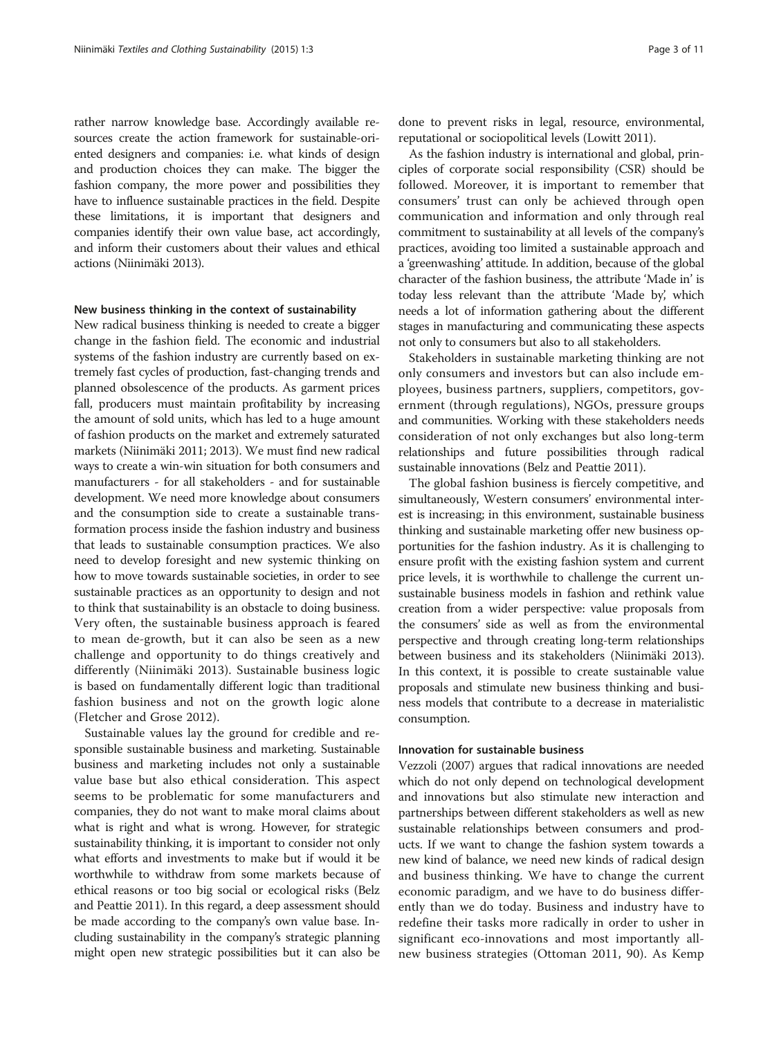rather narrow knowledge base. Accordingly available resources create the action framework for sustainable-oriented designers and companies: i.e. what kinds of design and production choices they can make. The bigger the fashion company, the more power and possibilities they have to influence sustainable practices in the field. Despite these limitations, it is important that designers and companies identify their own value base, act accordingly, and inform their customers about their values and ethical actions (Niinimäki 2013).

### New business thinking in the context of sustainability

New radical business thinking is needed to create a bigger change in the fashion field. The economic and industrial systems of the fashion industry are currently based on extremely fast cycles of production, fast-changing trends and planned obsolescence of the products. As garment prices fall, producers must maintain profitability by increasing the amount of sold units, which has led to a huge amount of fashion products on the market and extremely saturated markets (Niinimäki 2011; 2013). We must find new radical ways to create a win-win situation for both consumers and manufacturers - for all stakeholders - and for sustainable development. We need more knowledge about consumers and the consumption side to create a sustainable transformation process inside the fashion industry and business that leads to sustainable consumption practices. We also need to develop foresight and new systemic thinking on how to move towards sustainable societies, in order to see sustainable practices as an opportunity to design and not to think that sustainability is an obstacle to doing business. Very often, the sustainable business approach is feared to mean de-growth, but it can also be seen as a new challenge and opportunity to do things creatively and differently (Niinimäki 2013). Sustainable business logic is based on fundamentally different logic than traditional fashion business and not on the growth logic alone (Fletcher and Grose 2012).

Sustainable values lay the ground for credible and responsible sustainable business and marketing. Sustainable business and marketing includes not only a sustainable value base but also ethical consideration. This aspect seems to be problematic for some manufacturers and companies, they do not want to make moral claims about what is right and what is wrong. However, for strategic sustainability thinking, it is important to consider not only what efforts and investments to make but if would it be worthwhile to withdraw from some markets because of ethical reasons or too big social or ecological risks (Belz and Peattie 2011). In this regard, a deep assessment should be made according to the company's own value base. Including sustainability in the company's strategic planning might open new strategic possibilities but it can also be done to prevent risks in legal, resource, environmental, reputational or sociopolitical levels (Lowitt 2011).

As the fashion industry is international and global, principles of corporate social responsibility (CSR) should be followed. Moreover, it is important to remember that consumers' trust can only be achieved through open communication and information and only through real commitment to sustainability at all levels of the company's practices, avoiding too limited a sustainable approach and a 'greenwashing' attitude. In addition, because of the global character of the fashion business, the attribute 'Made in' is today less relevant than the attribute 'Made by', which needs a lot of information gathering about the different stages in manufacturing and communicating these aspects not only to consumers but also to all stakeholders.

Stakeholders in sustainable marketing thinking are not only consumers and investors but can also include employees, business partners, suppliers, competitors, government (through regulations), NGOs, pressure groups and communities. Working with these stakeholders needs consideration of not only exchanges but also long-term relationships and future possibilities through radical sustainable innovations (Belz and Peattie 2011).

The global fashion business is fiercely competitive, and simultaneously, Western consumers' environmental interest is increasing; in this environment, sustainable business thinking and sustainable marketing offer new business opportunities for the fashion industry. As it is challenging to ensure profit with the existing fashion system and current price levels, it is worthwhile to challenge the current unsustainable business models in fashion and rethink value creation from a wider perspective: value proposals from the consumers' side as well as from the environmental perspective and through creating long-term relationships between business and its stakeholders (Niinimäki 2013). In this context, it is possible to create sustainable value proposals and stimulate new business thinking and business models that contribute to a decrease in materialistic consumption.

### Innovation for sustainable business

Vezzoli (2007) argues that radical innovations are needed which do not only depend on technological development and innovations but also stimulate new interaction and partnerships between different stakeholders as well as new sustainable relationships between consumers and products. If we want to change the fashion system towards a new kind of balance, we need new kinds of radical design and business thinking. We have to change the current economic paradigm, and we have to do business differently than we do today. Business and industry have to redefine their tasks more radically in order to usher in significant eco-innovations and most importantly all-new business strategies (Ottoman 2011, 90). As Kemp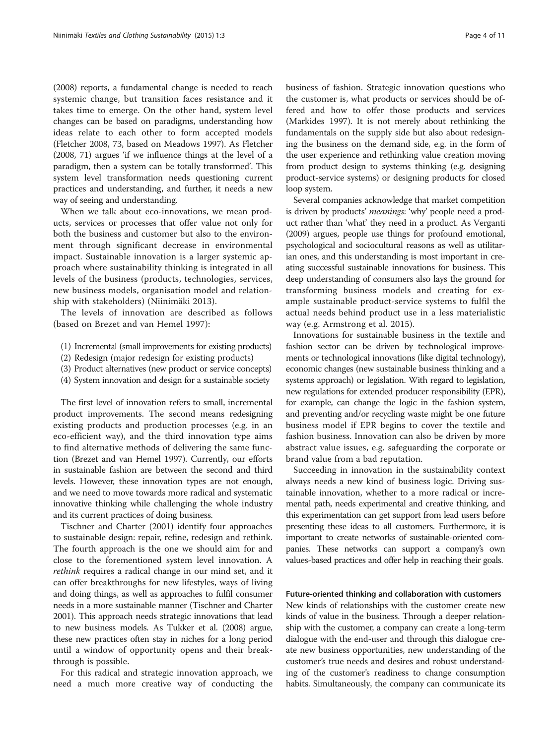(2008) reports, a fundamental change is needed to reach systemic change, but transition faces resistance and it takes time to emerge. On the other hand, system level changes can be based on paradigms, understanding how ideas relate to each other to form accepted models (Fletcher 2008, 73, based on Meadows 1997). As Fletcher (2008, 71) argues 'if we influence things at the level of a paradigm, then a system can be totally transformed'. This system level transformation needs questioning current practices and understanding, and further, it needs a new way of seeing and understanding.

When we talk about eco-innovations, we mean products, services or processes that offer value not only for both the business and customer but also to the environment through significant decrease in environmental impact. Sustainable innovation is a larger systemic approach where sustainability thinking is integrated in all levels of the business (products, technologies, services, new business models, organisation model and relationship with stakeholders) (Niinimäki 2013).

The levels of innovation are described as follows (based on Brezet and van Hemel 1997):

(1) Incremental (small improvements for existing products)
(2) Redesign (major redesign for existing products)
(3) Product alternatives (new product or service concepts)
(4) System innovation and design for a sustainable society

The first level of innovation refers to small, incremental product improvements. The second means redesigning existing products and production processes (e.g. in an eco-efficient way), and the third innovation type aims to find alternative methods of delivering the same function (Brezet and van Hemel 1997). Currently, our efforts in sustainable fashion are between the second and third levels. However, these innovation types are not enough, and we need to move towards more radical and systematic innovative thinking while challenging the whole industry and its current practices of doing business.

Tischner and Charter (2001) identify four approaches to sustainable design: repair, refine, redesign and rethink. The fourth approach is the one we should aim for and close to the forementioned system level innovation. A *rethink* requires a radical change in our mind set, and it can offer breakthroughs for new lifestyles, ways of living and doing things, as well as approaches to fulfil consumer needs in a more sustainable manner (Tischner and Charter 2001). This approach needs strategic innovations that lead to new business models. As Tukker et al. (2008) argue, these new practices often stay in niches for a long period until a window of opportunity opens and their breakthrough is possible.

For this radical and strategic innovation approach, we need a much more creative way of conducting the business of fashion. Strategic innovation questions who the customer is, what products or services should be offered and how to offer those products and services (Markides 1997). It is not merely about rethinking the fundamentals on the supply side but also about redesigning the business on the demand side, e.g. in the form of the user experience and rethinking value creation moving from product design to systems thinking (e.g. designing product-service systems) or designing products for closed loop system.

Several companies acknowledge that market competition is driven by products' *meanings*: 'why' people need a product rather than 'what' they need in a product. As Verganti (2009) argues, people use things for profound emotional, psychological and sociocultural reasons as well as utilitarian ones, and this understanding is most important in creating successful sustainable innovations for business. This deep understanding of consumers also lays the ground for transforming business models and creating for example sustainable product-service systems to fulfil the actual needs behind product use in a less materialistic way (e.g. Armstrong et al. 2015).

Innovations for sustainable business in the textile and fashion sector can be driven by technological improvements or technological innovations (like digital technology), economic changes (new sustainable business thinking and a systems approach) or legislation. With regard to legislation, new regulations for extended producer responsibility (EPR), for example, can change the logic in the fashion system, and preventing and/or recycling waste might be one future business model if EPR begins to cover the textile and fashion business. Innovation can also be driven by more abstract value issues, e.g. safeguarding the corporate or brand value from a bad reputation.

Succeeding in innovation in the sustainability context always needs a new kind of business logic. Driving sustainable innovation, whether to a more radical or incremental path, needs experimental and creative thinking, and this experimentation can get support from lead users before presenting these ideas to all customers. Furthermore, it is important to create networks of sustainable-oriented companies. These networks can support a company's own values-based practices and offer help in reaching their goals.

### Future-oriented thinking and collaboration with customers

New kinds of relationships with the customer create new kinds of value in the business. Through a deeper relationship with the customer, a company can create a long-term dialogue with the end-user and through this dialogue create new business opportunities, new understanding of the customer's true needs and desires and robust understanding of the customer's readiness to change consumption habits. Simultaneously, the company can communicate its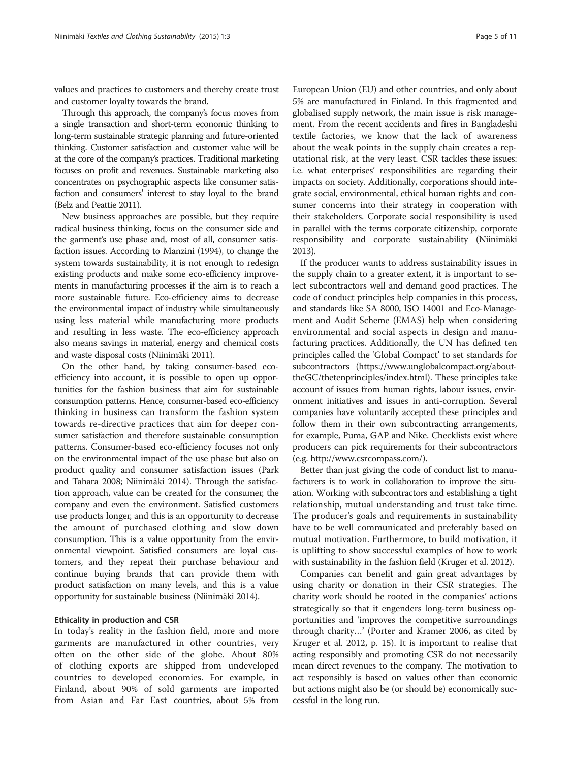values and practices to customers and thereby create trust and customer loyalty towards the brand.

Through this approach, the company's focus moves from a single transaction and short-term economic thinking to long-term sustainable strategic planning and future-oriented thinking. Customer satisfaction and customer value will be at the core of the company's practices. Traditional marketing focuses on profit and revenues. Sustainable marketing also concentrates on psychographic aspects like consumer satisfaction and consumers' interest to stay loyal to the brand (Belz and Peattie 2011).

New business approaches are possible, but they require radical business thinking, focus on the consumer side and the garment's use phase and, most of all, consumer satisfaction issues. According to Manzini (1994), to change the system towards sustainability, it is not enough to redesign existing products and make some eco-efficiency improvements in manufacturing processes if the aim is to reach a more sustainable future. Eco-efficiency aims to decrease the environmental impact of industry while simultaneously using less material while manufacturing more products and resulting in less waste. The eco-efficiency approach also means savings in material, energy and chemical costs and waste disposal costs (Niinimäki 2011).

On the other hand, by taking consumer-based eco-efficiency into account, it is possible to open up opportunities for the fashion business that aim for sustainable consumption patterns. Hence, consumer-based eco-efficiency thinking in business can transform the fashion system towards re-directive practices that aim for deeper consumer satisfaction and therefore sustainable consumption patterns. Consumer-based eco-efficiency focuses not only on the environmental impact of the use phase but also on product quality and consumer satisfaction issues (Park and Tahara 2008; Niinimäki 2014). Through the satisfaction approach, value can be created for the consumer, the company and even the environment. Satisfied customers use products longer, and this is an opportunity to decrease the amount of purchased clothing and slow down consumption. This is a value opportunity from the environmental viewpoint. Satisfied consumers are loyal customers, and they repeat their purchase behaviour and continue buying brands that can provide them with product satisfaction on many levels, and this is a value opportunity for sustainable business (Niinimäki 2014).

#### Ethicality in production and CSR

In today's reality in the fashion field, more and more garments are manufactured in other countries, very often on the other side of the globe. About 80% of clothing exports are shipped from undeveloped countries to developed economies. For example, in Finland, about 90% of sold garments are imported from Asian and Far East countries, about 5% from European Union (EU) and other countries, and only about 5% are manufactured in Finland. In this fragmented and globalised supply network, the main issue is risk management. From the recent accidents and fires in Bangladeshi textile factories, we know that the lack of awareness about the weak points in the supply chain creates a reputational risk, at the very least. CSR tackles these issues: i.e. what enterprises' responsibilities are regarding their impacts on society. Additionally, corporations should integrate social, environmental, ethical human rights and consumer concerns into their strategy in cooperation with their stakeholders. Corporate social responsibility is used in parallel with the terms corporate citizenship, corporate responsibility and corporate sustainability (Niinimäki 2013).

If the producer wants to address sustainability issues in the supply chain to a greater extent, it is important to select subcontractors well and demand good practices. The code of conduct principles help companies in this process, and standards like SA 8000, ISO 14001 and Eco-Management and Audit Scheme (EMAS) help when considering environmental and social aspects in design and manufacturing practices. Additionally, the UN has defined ten principles called the 'Global Compact' to set standards for subcontractors (https://www.unglobalcompact.org/aboutTheGC/thetenprinciples/index.html). These principles take account of issues from human rights, labour issues, environment initiatives and issues in anti-corruption. Several companies have voluntarily accepted these principles and follow them in their own subcontracting arrangements, for example, Puma, GAP and Nike. Checklists exist where producers can pick requirements for their subcontractors (e.g. http://www.csrcompass.com/).

Better than just giving the code of conduct list to manufacturers is to work in collaboration to improve the situation. Working with subcontractors and establishing a tight relationship, mutual understanding and trust take time. The producer's goals and requirements in sustainability have to be well communicated and preferably based on mutual motivation. Furthermore, to build motivation, it is uplifting to show successful examples of how to work with sustainability in the fashion field (Kruger et al. 2012).

Companies can benefit and gain great advantages by using charity or donation in their CSR strategies. The charity work should be rooted in the companies' actions strategically so that it engenders long-term business opportunities and 'improves the competitive surroundings through charity…' (Porter and Kramer 2006, as cited by Kruger et al. 2012, p. 15). It is important to realise that acting responsibly and promoting CSR do not necessarily mean direct revenues to the company. The motivation to act responsibly is based on values other than economic but actions might also be (or should be) economically successful in the long run.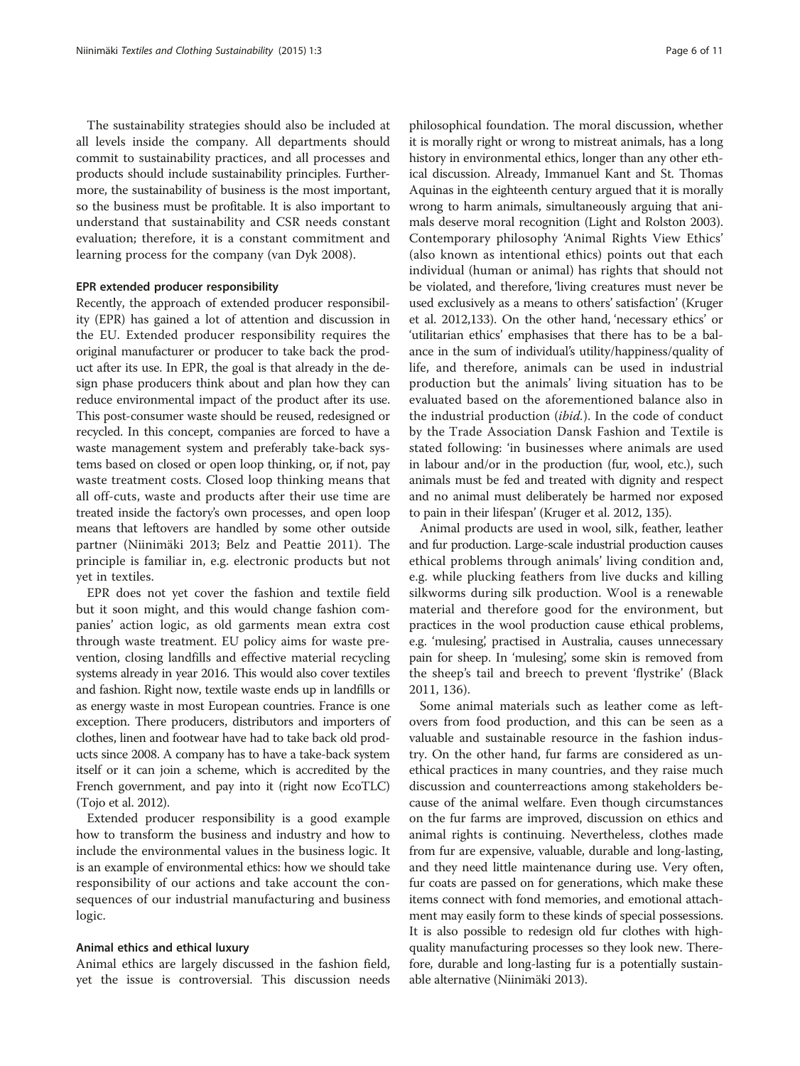The sustainability strategies should also be included at all levels inside the company. All departments should commit to sustainability practices, and all processes and products should include sustainability principles. Furthermore, the sustainability of business is the most important, so the business must be profitable. It is also important to understand that sustainability and CSR needs constant evaluation; therefore, it is a constant commitment and learning process for the company (van Dyk 2008).

### EPR extended producer responsibility

Recently, the approach of extended producer responsibility (EPR) has gained a lot of attention and discussion in the EU. Extended producer responsibility requires the original manufacturer or producer to take back the product after its use. In EPR, the goal is that already in the design phase producers think about and plan how they can reduce environmental impact of the product after its use. This post-consumer waste should be reused, redesigned or recycled. In this concept, companies are forced to have a waste management system and preferably take-back systems based on closed or open loop thinking, or, if not, pay waste treatment costs. Closed loop thinking means that all off-cuts, waste and products after their use time are treated inside the factory's own processes, and open loop means that leftovers are handled by some other outside partner (Niinimäki 2013; Belz and Peattie 2011). The principle is familiar in, e.g. electronic products but not yet in textiles.

EPR does not yet cover the fashion and textile field but it soon might, and this would change fashion companies' action logic, as old garments mean extra cost through waste treatment. EU policy aims for waste prevention, closing landfills and effective material recycling systems already in year 2016. This would also cover textiles and fashion. Right now, textile waste ends up in landfills or as energy waste in most European countries. France is one exception. There producers, distributors and importers of clothes, linen and footwear have had to take back old products since 2008. A company has to have a take-back system itself or it can join a scheme, which is accredited by the French government, and pay into it (right now EcoTLC) (Tojo et al. 2012).

Extended producer responsibility is a good example how to transform the business and industry and how to include the environmental values in the business logic. It is an example of environmental ethics: how we should take responsibility of our actions and take account the consequences of our industrial manufacturing and business logic.

### Animal ethics and ethical luxury

Animal ethics are largely discussed in the fashion field, yet the issue is controversial. This discussion needs philosophical foundation. The moral discussion, whether it is morally right or wrong to mistreat animals, has a long history in environmental ethics, longer than any other ethical discussion. Already, Immanuel Kant and St. Thomas Aquinas in the eighteenth century argued that it is morally wrong to harm animals, simultaneously arguing that animals deserve moral recognition (Light and Rolston 2003). Contemporary philosophy 'Animal Rights View Ethics' (also known as intentional ethics) points out that each individual (human or animal) has rights that should not be violated, and therefore, 'living creatures must never be used exclusively as a means to others' satisfaction' (Kruger et al. 2012,133). On the other hand, 'necessary ethics' or 'utilitarian ethics' emphasises that there has to be a balance in the sum of individual's utility/happiness/quality of life, and therefore, animals can be used in industrial production but the animals' living situation has to be evaluated based on the aforementioned balance also in the industrial production (*ibid.*). In the code of conduct by the Trade Association Dansk Fashion and Textile is stated following: 'in businesses where animals are used in labour and/or in the production (fur, wool, etc.), such animals must be fed and treated with dignity and respect and no animal must deliberately be harmed nor exposed to pain in their lifespan' (Kruger et al. 2012, 135).

Animal products are used in wool, silk, feather, leather and fur production. Large-scale industrial production causes ethical problems through animals' living condition and, e.g. while plucking feathers from live ducks and killing silkworms during silk production. Wool is a renewable material and therefore good for the environment, but practices in the wool production cause ethical problems, e.g. 'mulesing', practised in Australia, causes unnecessary pain for sheep. In 'mulesing', some skin is removed from the sheep's tail and breech to prevent 'flystrike' (Black 2011, 136).

Some animal materials such as leather come as leftovers from food production, and this can be seen as a valuable and sustainable resource in the fashion industry. On the other hand, fur farms are considered as unethical practices in many countries, and they raise much discussion and counterreactions among stakeholders because of the animal welfare. Even though circumstances on the fur farms are improved, discussion on ethics and animal rights is continuing. Nevertheless, clothes made from fur are expensive, valuable, durable and long-lasting, and they need little maintenance during use. Very often, fur coats are passed on for generations, which make these items connect with fond memories, and emotional attachment may easily form to these kinds of special possessions. It is also possible to redesign old fur clothes with high-quality manufacturing processes so they look new. Therefore, durable and long-lasting fur is a potentially sustainable alternative (Niinimäki 2013).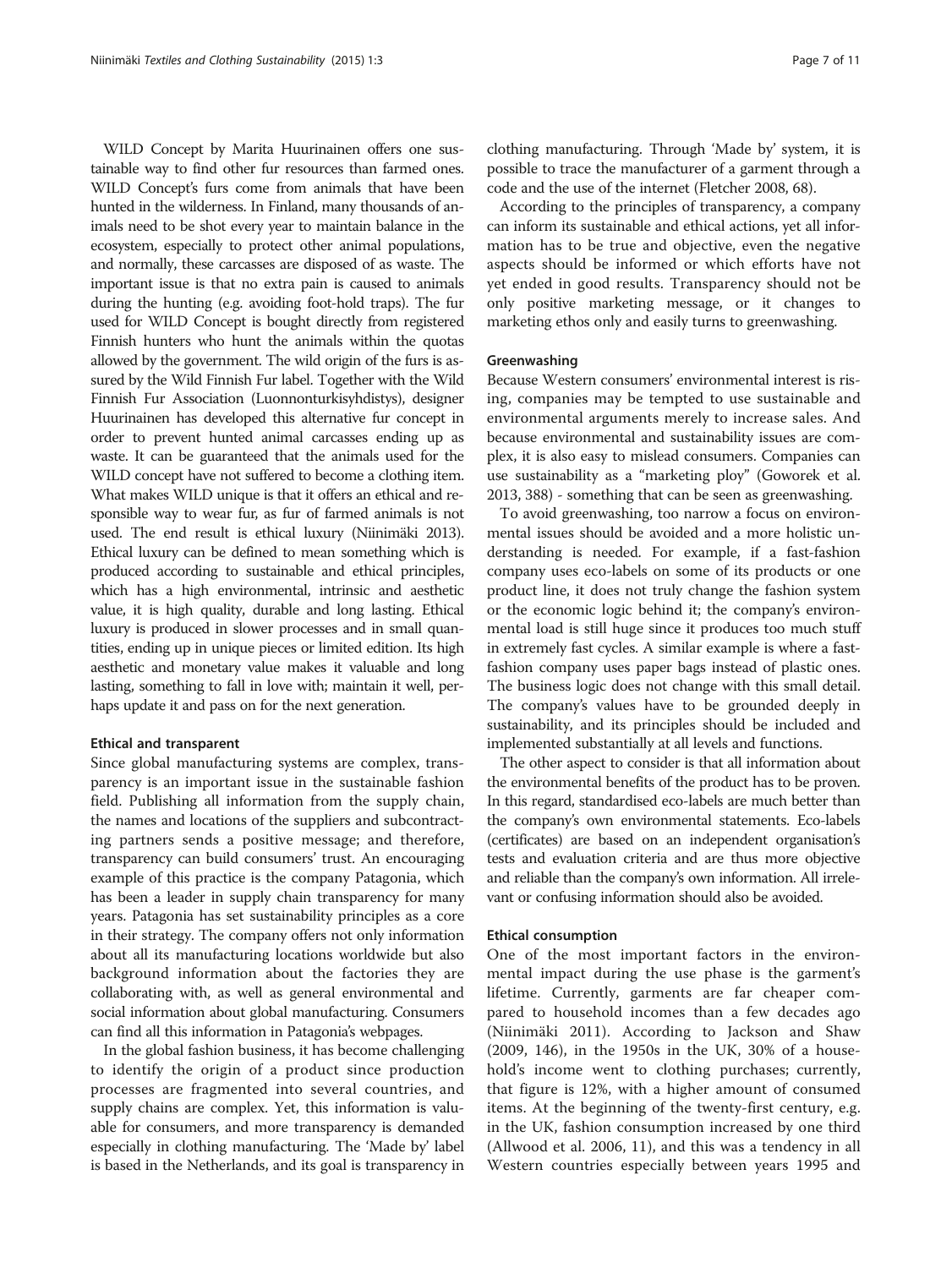WILD Concept by Marita Huurinainen offers one sustainable way to find other fur resources than farmed ones. WILD Concept's furs come from animals that have been hunted in the wilderness. In Finland, many thousands of animals need to be shot every year to maintain balance in the ecosystem, especially to protect other animal populations, and normally, these carcasses are disposed of as waste. The important issue is that no extra pain is caused to animals during the hunting (e.g. avoiding foot-hold traps). The fur used for WILD Concept is bought directly from registered Finnish hunters who hunt the animals within the quotas allowed by the government. The wild origin of the furs is assured by the Wild Finnish Fur label. Together with the Wild Finnish Fur Association (Luonnonturkisyhdistys), designer Huurinainen has developed this alternative fur concept in order to prevent hunted animal carcasses ending up as waste. It can be guaranteed that the animals used for the WILD concept have not suffered to become a clothing item. What makes WILD unique is that it offers an ethical and responsible way to wear fur, as fur of farmed animals is not used. The end result is ethical luxury (Niinimäki 2013). Ethical luxury can be defined to mean something which is produced according to sustainable and ethical principles, which has a high environmental, intrinsic and aesthetic value, it is high quality, durable and long lasting. Ethical luxury is produced in slower processes and in small quantities, ending up in unique pieces or limited edition. Its high aesthetic and monetary value makes it valuable and long lasting, something to fall in love with; maintain it well, perhaps update it and pass on for the next generation.

#### Ethical and transparent

Since global manufacturing systems are complex, transparency is an important issue in the sustainable fashion field. Publishing all information from the supply chain, the names and locations of the suppliers and subcontracting partners sends a positive message; and therefore, transparency can build consumers' trust. An encouraging example of this practice is the company Patagonia, which has been a leader in supply chain transparency for many years. Patagonia has set sustainability principles as a core in their strategy. The company offers not only information about all its manufacturing locations worldwide but also background information about the factories they are collaborating with, as well as general environmental and social information about global manufacturing. Consumers can find all this information in Patagonia's webpages.

In the global fashion business, it has become challenging to identify the origin of a product since production processes are fragmented into several countries, and supply chains are complex. Yet, this information is valuable for consumers, and more transparency is demanded especially in clothing manufacturing. The 'Made by' label is based in the Netherlands, and its goal is transparency in clothing manufacturing. Through 'Made by' system, it is possible to trace the manufacturer of a garment through a code and the use of the internet (Fletcher 2008, 68).

According to the principles of transparency, a company can inform its sustainable and ethical actions, yet all information has to be true and objective, even the negative aspects should be informed or which efforts have not yet ended in good results. Transparency should not be only positive marketing message, or it changes to marketing ethos only and easily turns to greenwashing.

#### Greenwashing

Because Western consumers' environmental interest is rising, companies may be tempted to use sustainable and environmental arguments merely to increase sales. And because environmental and sustainability issues are complex, it is also easy to mislead consumers. Companies can use sustainability as a "marketing ploy" (Goworek et al. 2013, 388) - something that can be seen as greenwashing.

To avoid greenwashing, too narrow a focus on environmental issues should be avoided and a more holistic understanding is needed. For example, if a fast-fashion company uses eco-labels on some of its products or one product line, it does not truly change the fashion system or the economic logic behind it; the company's environmental load is still huge since it produces too much stuff in extremely fast cycles. A similar example is where a fast-fashion company uses paper bags instead of plastic ones. The business logic does not change with this small detail. The company's values have to be grounded deeply in sustainability, and its principles should be included and implemented substantially at all levels and functions.

The other aspect to consider is that all information about the environmental benefits of the product has to be proven. In this regard, standardised eco-labels are much better than the company's own environmental statements. Eco-labels (certificates) are based on an independent organisation's tests and evaluation criteria and are thus more objective and reliable than the company's own information. All irrelevant or confusing information should also be avoided.

#### Ethical consumption

One of the most important factors in the environmental impact during the use phase is the garment's lifetime. Currently, garments are far cheaper compared to household incomes than a few decades ago (Niinimäki 2011). According to Jackson and Shaw (2009, 146), in the 1950s in the UK, 30% of a household's income went to clothing purchases; currently, that figure is 12%, with a higher amount of consumed items. At the beginning of the twenty-first century, e.g. in the UK, fashion consumption increased by one third (Allwood et al. 2006, 11), and this was a tendency in all Western countries especially between years 1995 and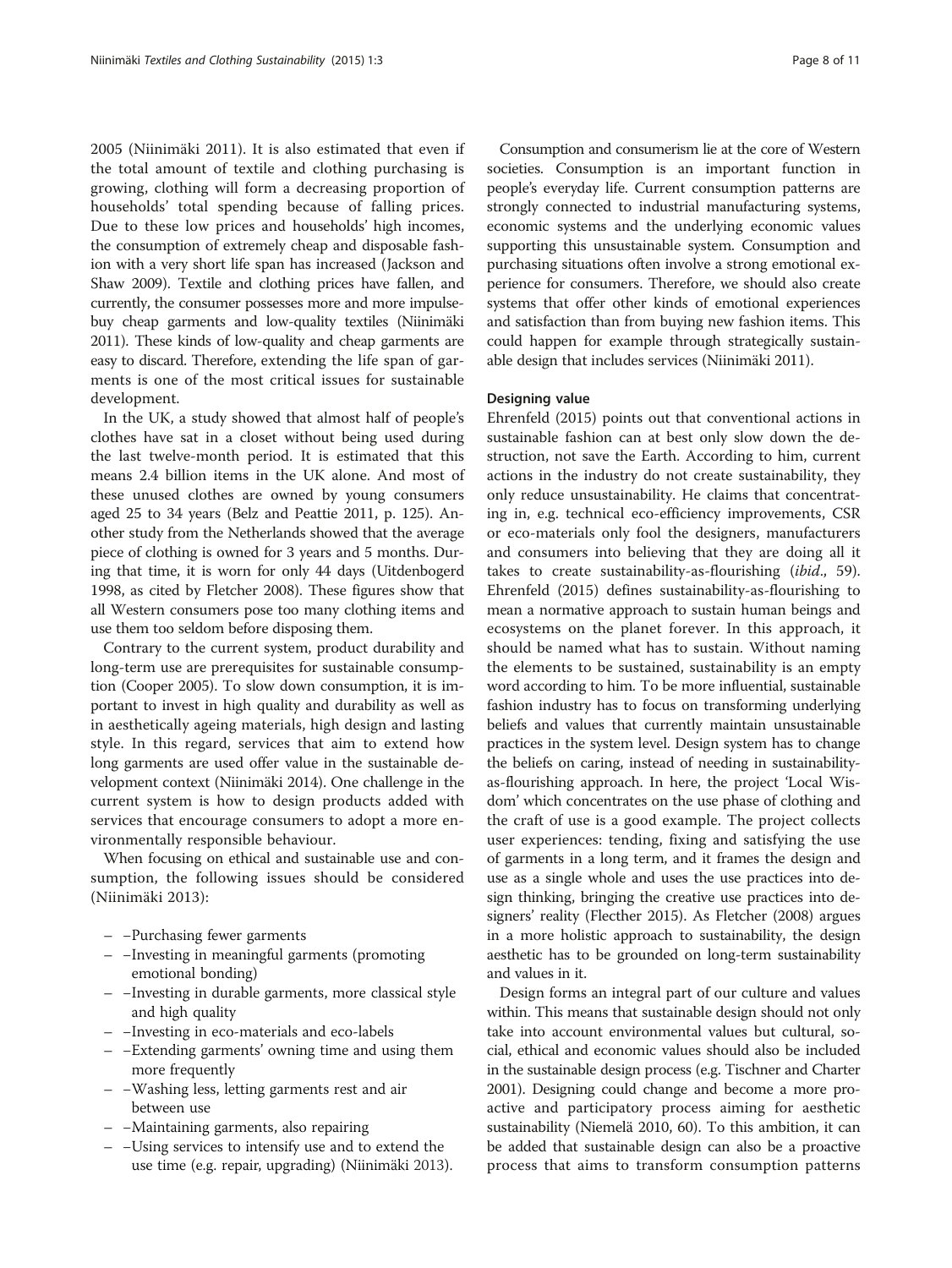2005 (Niinimäki 2011). It is also estimated that even if the total amount of textile and clothing purchasing is growing, clothing will form a decreasing proportion of households' total spending because of falling prices. Due to these low prices and households' high incomes, the consumption of extremely cheap and disposable fashion with a very short life span has increased (Jackson and Shaw 2009). Textile and clothing prices have fallen, and currently, the consumer possesses more and more impulse-buy cheap garments and low-quality textiles (Niinimäki 2011). These kinds of low-quality and cheap garments are easy to discard. Therefore, extending the life span of garments is one of the most critical issues for sustainable development.

In the UK, a study showed that almost half of people's clothes have sat in a closet without being used during the last twelve-month period. It is estimated that this means 2.4 billion items in the UK alone. And most of these unused clothes are owned by young consumers aged 25 to 34 years (Belz and Peattie 2011, p. 125). Another study from the Netherlands showed that the average piece of clothing is owned for 3 years and 5 months. During that time, it is worn for only 44 days (Uitdenbogerd 1998, as cited by Fletcher 2008). These figures show that all Western consumers pose too many clothing items and use them too seldom before disposing them.

Contrary to the current system, product durability and long-term use are prerequisites for sustainable consumption (Cooper 2005). To slow down consumption, it is important to invest in high quality and durability as well as in aesthetically ageing materials, high design and lasting style. In this regard, services that aim to extend how long garments are used offer value in the sustainable development context (Niinimäki 2014). One challenge in the current system is how to design products added with services that encourage consumers to adopt a more environmentally responsible behaviour.

When focusing on ethical and sustainable use and consumption, the following issues should be considered (Niinimäki 2013):

- –Purchasing fewer garments
- –Investing in meaningful garments (promoting emotional bonding)
- –Investing in durable garments, more classical style and high quality
- –Investing in eco-materials and eco-labels
- –Extending garments' owning time and using them more frequently
- –Washing less, letting garments rest and air between use
- –Maintaining garments, also repairing
- –Using services to intensify use and to extend the use time (e.g. repair, upgrading) (Niinimäki 2013).

Consumption and consumerism lie at the core of Western societies. Consumption is an important function in people's everyday life. Current consumption patterns are strongly connected to industrial manufacturing systems, economic systems and the underlying economic values supporting this unsustainable system. Consumption and purchasing situations often involve a strong emotional experience for consumers. Therefore, we should also create systems that offer other kinds of emotional experiences and satisfaction than from buying new fashion items. This could happen for example through strategically sustainable design that includes services (Niinimäki 2011).

### Designing value

Ehrenfeld (2015) points out that conventional actions in sustainable fashion can at best only slow down the destruction, not save the Earth. According to him, current actions in the industry do not create sustainability, they only reduce unsustainability. He claims that concentrating in, e.g. technical eco-efficiency improvements, CSR or eco-materials only fool the designers, manufacturers and consumers into believing that they are doing all it takes to create sustainability-as-flourishing (*ibid*., 59). Ehrenfeld (2015) defines sustainability-as-flourishing to mean a normative approach to sustain human beings and ecosystems on the planet forever. In this approach, it should be named what has to sustain. Without naming the elements to be sustained, sustainability is an empty word according to him. To be more influential, sustainable fashion industry has to focus on transforming underlying beliefs and values that currently maintain unsustainable practices in the system level. Design system has to change the beliefs on caring, instead of needing in sustainability-as-flourishing approach. In here, the project 'Local Wisdom' which concentrates on the use phase of clothing and the craft of use is a good example. The project collects user experiences: tending, fixing and satisfying the use of garments in a long term, and it frames the design and use as a single whole and uses the use practices into design thinking, bringing the creative use practices into designers' reality (Flecther 2015). As Fletcher (2008) argues in a more holistic approach to sustainability, the design aesthetic has to be grounded on long-term sustainability and values in it.

Design forms an integral part of our culture and values within. This means that sustainable design should not only take into account environmental values but cultural, social, ethical and economic values should also be included in the sustainable design process (e.g. Tischner and Charter 2001). Designing could change and become a more proactive and participatory process aiming for aesthetic sustainability (Niemelä 2010, 60). To this ambition, it can be added that sustainable design can also be a proactive process that aims to transform consumption patterns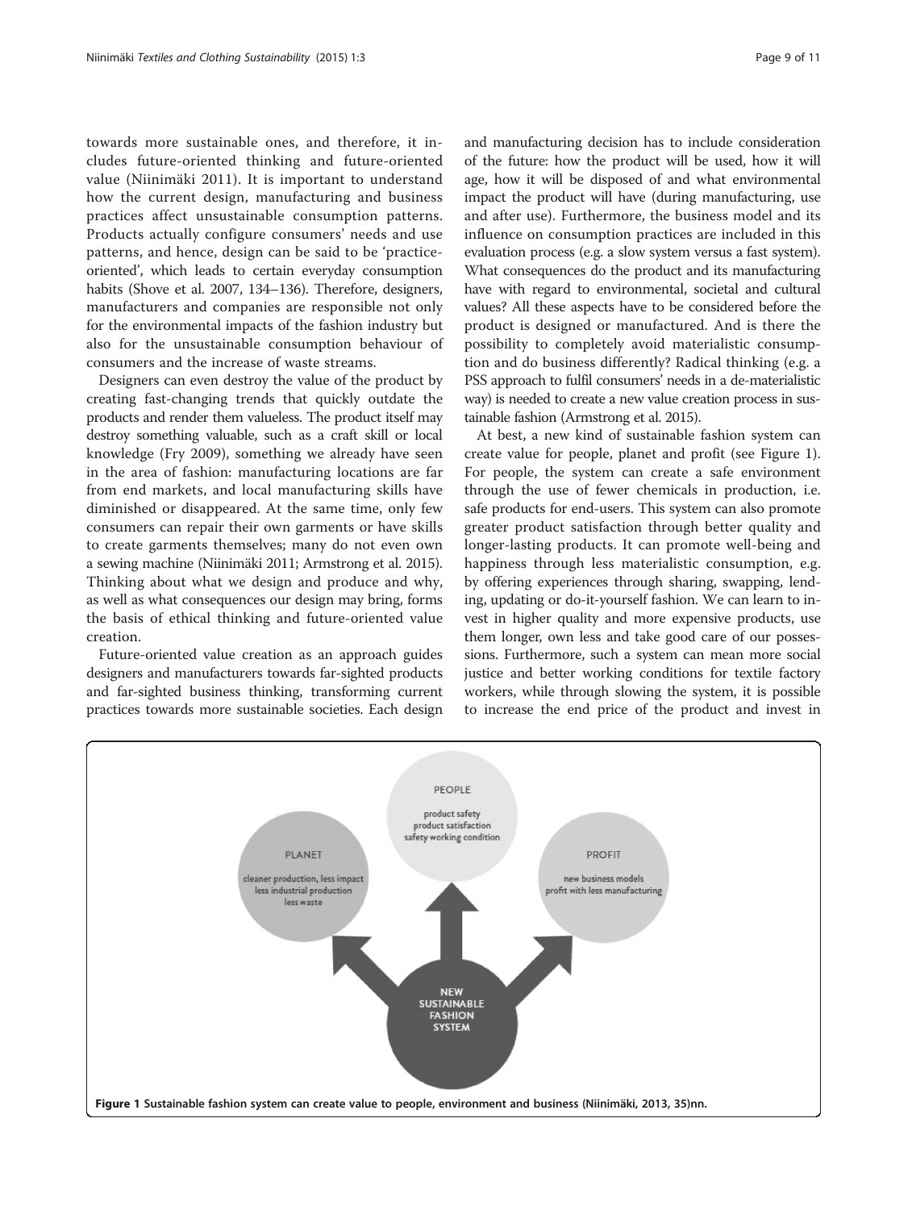towards more sustainable ones, and therefore, it includes future-oriented thinking and future-oriented value (Niinimäki 2011). It is important to understand how the current design, manufacturing and business practices affect unsustainable consumption patterns. Products actually configure consumers' needs and use patterns, and hence, design can be said to be 'practice-oriented', which leads to certain everyday consumption habits (Shove et al. 2007, 134–136). Therefore, designers, manufacturers and companies are responsible not only for the environmental impacts of the fashion industry but also for the unsustainable consumption behaviour of consumers and the increase of waste streams.

Designers can even destroy the value of the product by creating fast-changing trends that quickly outdate the products and render them valueless. The product itself may destroy something valuable, such as a craft skill or local knowledge (Fry 2009), something we already have seen in the area of fashion: manufacturing locations are far from end markets, and local manufacturing skills have diminished or disappeared. At the same time, only few consumers can repair their own garments or have skills to create garments themselves; many do not even own a sewing machine (Niinimäki 2011; Armstrong et al. 2015). Thinking about what we design and produce and why, as well as what consequences our design may bring, forms the basis of ethical thinking and future-oriented value creation.

Future-oriented value creation as an approach guides designers and manufacturers towards far-sighted products and far-sighted business thinking, transforming current practices towards more sustainable societies. Each design and manufacturing decision has to include consideration of the future: how the product will be used, how it will age, how it will be disposed of and what environmental impact the product will have (during manufacturing, use and after use). Furthermore, the business model and its influence on consumption practices are included in this evaluation process (e.g. a slow system versus a fast system). What consequences do the product and its manufacturing have with regard to environmental, societal and cultural values? All these aspects have to be considered before the product is designed or manufactured. And is there the possibility to completely avoid materialistic consumption and do business differently? Radical thinking (e.g. a PSS approach to fulfil consumers' needs in a de-materialistic way) is needed to create a new value creation process in sustainable fashion (Armstrong et al. 2015).

At best, a new kind of sustainable fashion system can create value for people, planet and profit (see Figure 1). For people, the system can create a safe environment through the use of fewer chemicals in production, i.e. safe products for end-users. This system can also promote greater product satisfaction through better quality and longer-lasting products. It can promote well-being and happiness through less materialistic consumption, e.g. by offering experiences through sharing, swapping, lending, updating or do-it-yourself fashion. We can learn to invest in higher quality and more expensive products, use them longer, own less and take good care of our possessions. Furthermore, such a system can mean more social justice and better working conditions for textile factory workers, while through slowing the system, it is possible to increase the end price of the product and invest in

PLANET: cleaner production, less impact, less industrial production, less waste

PEOPLE: product safety, product satisfaction, safety working condition

PROFIT: new business models, profit with less manufacturing

NEW SUSTAINABLE FASHION SYSTEM

**Figure 1 Sustainable fashion system can create value to people, environment and business (Niinimäki, 2013, 35)nn.**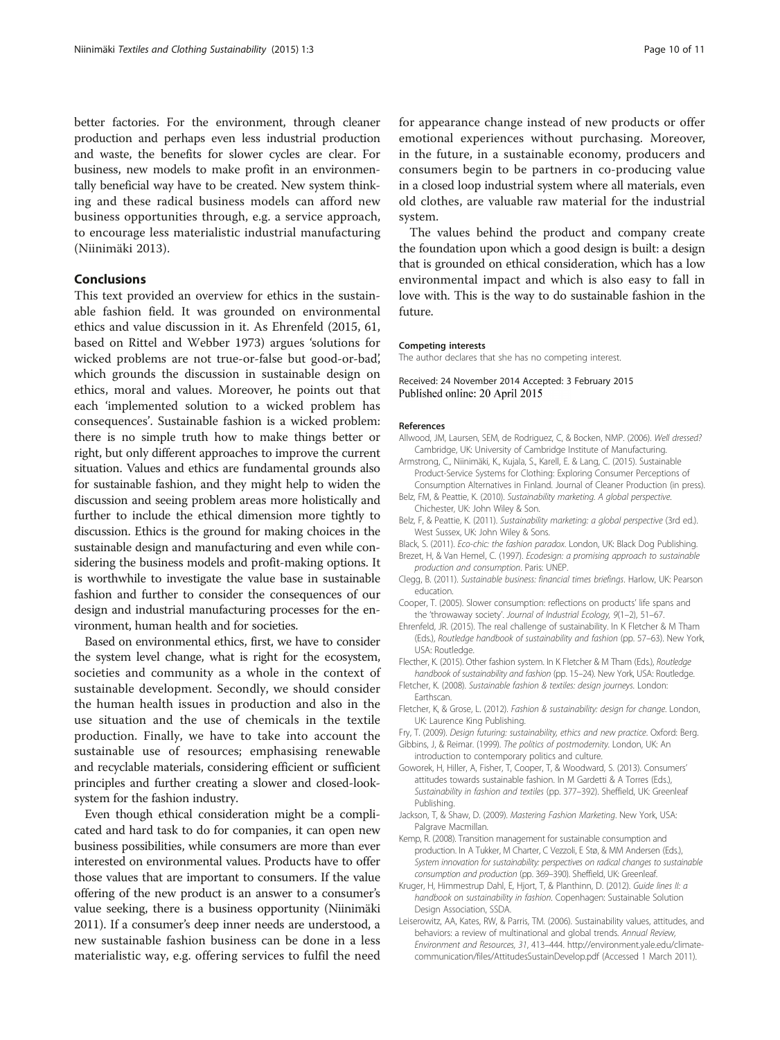better factories. For the environment, through cleaner production and perhaps even less industrial production and waste, the benefits for slower cycles are clear. For business, new models to make profit in an environmentally beneficial way have to be created. New system thinking and these radical business models can afford new business opportunities through, e.g. a service approach, to encourage less materialistic industrial manufacturing (Niinimäki 2013).

## Conclusions

This text provided an overview for ethics in the sustainable fashion field. It was grounded on environmental ethics and value discussion in it. As Ehrenfeld (2015, 61, based on Rittel and Webber 1973) argues 'solutions for wicked problems are not true-or-false but good-or-bad', which grounds the discussion in sustainable design on ethics, moral and values. Moreover, he points out that each 'implemented solution to a wicked problem has consequences'. Sustainable fashion is a wicked problem: there is no simple truth how to make things better or right, but only different approaches to improve the current situation. Values and ethics are fundamental grounds also for sustainable fashion, and they might help to widen the discussion and seeing problem areas more holistically and further to include the ethical dimension more tightly to discussion. Ethics is the ground for making choices in the sustainable design and manufacturing and even while considering the business models and profit-making options. It is worthwhile to investigate the value base in sustainable fashion and further to consider the consequences of our design and industrial manufacturing processes for the environment, human health and for societies.

Based on environmental ethics, first, we have to consider the system level change, what is right for the ecosystem, societies and community as a whole in the context of sustainable development. Secondly, we should consider the human health issues in production and also in the use situation and the use of chemicals in the textile production. Finally, we have to take into account the sustainable use of resources; emphasising renewable and recyclable materials, considering efficient or sufficient principles and further creating a slower and closed-look-system for the fashion industry.

Even though ethical consideration might be a complicated and hard task to do for companies, it can open new business possibilities, while consumers are more than ever interested on environmental values. Products have to offer those values that are important to consumers. If the value offering of the new product is an answer to a consumer's value seeking, there is a business opportunity (Niinimäki 2011). If a consumer's deep inner needs are understood, a new sustainable fashion business can be done in a less materialistic way, e.g. offering services to fulfil the need for appearance change instead of new products or offer emotional experiences without purchasing. Moreover, in the future, in a sustainable economy, producers and consumers begin to be partners in co-producing value in a closed loop industrial system where all materials, even old clothes, are valuable raw material for the industrial system.

The values behind the product and company create the foundation upon which a good design is built: a design that is grounded on ethical consideration, which has a low environmental impact and which is also easy to fall in love with. This is the way to do sustainable fashion in the future.

#### Competing interests

The author declares that she has no competing interest.

Received: 24 November 2014 Accepted: 3 February 2015
Published online: 20 April 2015

#### References

Allwood, JM, Laursen, SEM, de Rodriguez, C, & Bocken, NMP. (2006). *Well dressed?* Cambridge, UK: University of Cambridge Institute of Manufacturing.

Armstrong, C., Niinimäki, K., Kujala, S., Karell, E. & Lang, C. (2015). Sustainable Product-Service Systems for Clothing: Exploring Consumer Perceptions of Consumption Alternatives in Finland. Journal of Cleaner Production (in press).

Belz, FM, & Peattie, K. (2010). *Sustainability marketing. A global perspective*. Chichester, UK: John Wiley & Son.

Belz, F, & Peattie, K. (2011). *Sustainability marketing: a global perspective* (3rd ed.). West Sussex, UK: John Wiley & Sons.

Black, S. (2011). *Eco-chic: the fashion paradox*. London, UK: Black Dog Publishing.

Brezet, H, & Van Hemel, C. (1997). *Ecodesign: a promising approach to sustainable production and consumption*. Paris: UNEP.

Clegg, B. (2011). *Sustainable business: financial times briefings*. Harlow, UK: Pearson education.

Cooper, T. (2005). Slower consumption: reflections on products' life spans and the 'throwaway society'. *Journal of Industrial Ecology, 9*(1–2), 51–67.

Ehrenfeld, JR. (2015). The real challenge of sustainability. In K Fletcher & M Tham (Eds.), *Routledge handbook of sustainability and fashion* (pp. 57–63). New York, USA: Routledge.

Flecther, K. (2015). Other fashion system. In K Fletcher & M Tham (Eds.), *Routledge handbook of sustainability and fashion* (pp. 15–24). New York, USA: Routledge.

Fletcher, K. (2008). *Sustainable fashion & textiles: design journeys*. London: Earthscan.

Fletcher, K, & Grose, L. (2012). *Fashion & sustainability: design for change*. London, UK: Laurence King Publishing.

Fry, T. (2009). *Design futuring: sustainability, ethics and new practice*. Oxford: Berg.

Gibbins, J, & Reimar. (1999). *The politics of postmodernity*. London, UK: An introduction to contemporary politics and culture.

Goworek, H, Hiller, A, Fisher, T, Cooper, T, & Woodward, S. (2013). Consumers' attitudes towards sustainable fashion. In M Gardetti & A Torres (Eds.), *Sustainability in fashion and textiles* (pp. 377–392). Sheffield, UK: Greenleaf Publishing.

Jackson, T, & Shaw, D. (2009). *Mastering Fashion Marketing*. New York, USA: Palgrave Macmillan.

Kemp, R. (2008). Transition management for sustainable consumption and production. In A Tukker, M Charter, C Vezzoli, E Stø, & MM Andersen (Eds.), *System innovation for sustainability: perspectives on radical changes to sustainable consumption and production* (pp. 369–390). Sheffield, UK: Greenleaf.

Kruger, H, Himmestrup Dahl, E, Hjort, T, & Planthinn, D. (2012). *Guide lines II: a handbook on sustainability in fashion*. Copenhagen: Sustainable Solution Design Association, SSDA.

Leiserowitz, AA, Kates, RW, & Parris, TM. (2006). Sustainability values, attitudes, and behaviors: a review of multinational and global trends. *Annual Review, Environment and Resources, 31*, 413–444. http://environment.yale.edu/climate-communication/files/AttitudesSustainDevelop.pdf (Accessed 1 March 2011).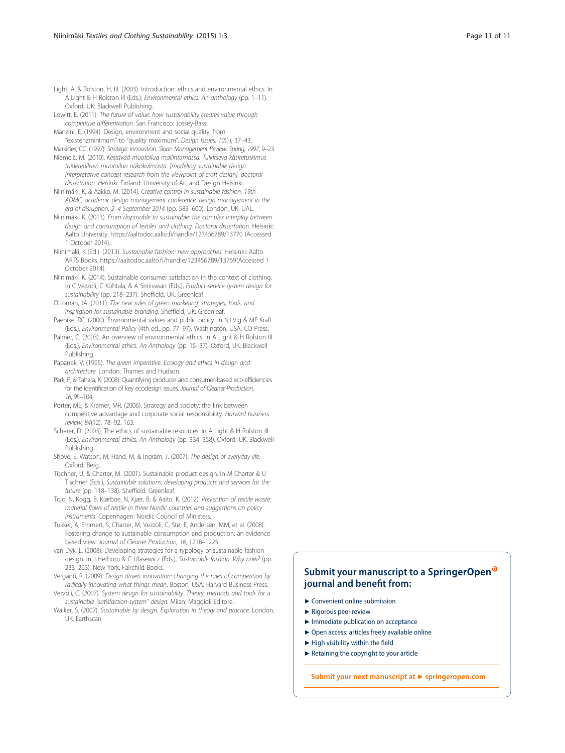Light, A, & Rolston, H, III. (2003). Introduction: ethics and environmental ethics. In A Light & H Rolston III (Eds.), *Environmental ethics. An anthology* (pp. 1–11). Oxford, UK: Blackwell Publishing.

Lowitt, E. (2011). *The future of value: how sustainability creates value through competitive differentiation*. San Francisco: Jossey-Bass.

Manzini, E. (1994). Design, environment and social quality: from "existenzminimum" to "quality maximum". *Design Issues, 10*(1), 37–43.

Markides, CC. (1997). *Strategic innovation. Sloan Management Review. Spring, 1997*, 9–23.

Niemelä, M. (2010). *Kestävää muotoilua mallintamassa. Tulkitseva käsitetutkimus taideteollisen muotoilun näkökulmasta. [modeling sustainable design. Interpretative concept research from the viewpoint of craft design]. doctoral dissertation. Helsinki*. Finland: University of Art and Design Helsinki.

Niinimäki, K, & Aakko, M. (2014). *Creative control in sustainable fashion. 19th ADMC, academic design management conference, design management in the era of disruption. 2–4 September 2014* (pp. 583–600). London, UK: UAL.

Niinimäki, K. (2011). *From disposable to sustainable: the complex interplay between design and consumption of textiles and clothing. Doctoral dissertation*. Helsinki: Aalto University. https://aaltodoc.aalto.fi/handle/123456789/13770 (Accessed 1 October 2014).

Niinimäki, K (Ed.). (2013). *Sustainable fashion: new approaches*. Helsinki: Aalto ARTS Books. https://aaltodoc.aalto.fi/handle/123456789/13769(Accessed 1 October 2014).

Niinimäki, K. (2014). Sustainable consumer satisfaction in the context of clothing. In C Vezzoli, C Kohtala, & A Srinivasan (Eds.), *Product-service system design for sustainability* (pp. 218–237). Sheffield, UK: Greenleaf.

Ottoman, JA. (2011). *The new rules of green marketing: strategies, tools, and inspiration for sustainable branding*. Sheffield, UK: Greenleaf.

Paehike, RC. (2000). Environmental values and public policy. In NJ Vig & ME Kraft (Eds.), *Environmental Policy* (4th ed., pp. 77–97). Washington, USA: CQ Press.

Palmer, C. (2003). An overview of environmental ethics. In A Light & H Rolston III (Eds.), *Environmental ethics. An Anthology* (pp. 15–37). Oxford, UK: Blackwell Publishing.

Papanek, V. (1995). *The green imperative. Ecology and ethics in design and architecture*. London: Thames and Hudson.

Park, P, & Tahara, K. (2008). Quantifying producer and consumer-based eco-efficiencies for the identification of key ecodesign issues. *Journal of Cleaner Production, 16*, 95–104.

Porter, ME, & Kramer, MR. (2006). Strategy and society; the link between competitive advantage and corporate social responsibility. *Harvard business review, 84*(12), 78–92. 163.

Scherer, D. (2003). The ethics of sustainable resources. In A Light & H Rolston III (Eds.), *Environmental ethics. An Anthology* (pp. 334–358). Oxford, UK: Blackwell Publishing.

Shove, E, Watson, M, Hand, M, & Ingram, J. (2007). *The design of everyday life*. Oxford: Berg.

Tischner, U, & Charter, M. (2001). Sustainable product design. In M Charter & U Tischner (Eds.), *Sustainable solutions: developing products and services for the future* (pp. 118–138). Sheffield: Greenleaf.

Tojo, N, Kogg, B, Kiørboe, N, Kjær, B, & Aalto, K. (2012). *Prevention of textile waste: material flows of textile in three Nordic countries and suggestions on policy instruments*. Copenhagen: Nordic Council of Ministers.

Tukker, A, Emmert, S, Charter, M, Vezzoli, C, Stø, E, Andersen, MM, et al. (2008). Fostering change to sustainable consumption and production: an evidence based view. *Journal of Cleaner Production, 16*, 1218–1225.

van Dyk, L. (2008). Developing strategies for a typology of sustainable fashion design. In J Hethorn & C Ulasewicz (Eds.), *Sustainable fashion. Why now?* (pp. 233–263). New York: Fairchild Books.

Verganti, R. (2009). *Design driven innovation: changing the rules of competition by radically innovating what things mean*. Boston, USA: Harvard Business Press.

Vezzoli, C. (2007). *System design for sustainability. Theory, methods and tools for a sustainable "satisfaction-system" design*. Milan: Maggioli Editore.

Walker, S. (2007). *Sustainable by design. Exploration in theory and practice*. London, UK: Earthscan.

**Submit your manuscript to a SpringerOpen journal and benefit from:**

- ► Convenient online submission
- ► Rigorous peer review
- ► Immediate publication on acceptance
- ► Open access: articles freely available online
- ► High visibility within the field
- ► Retaining the copyright to your article

**Submit your next manuscript at ► springeropen.com**